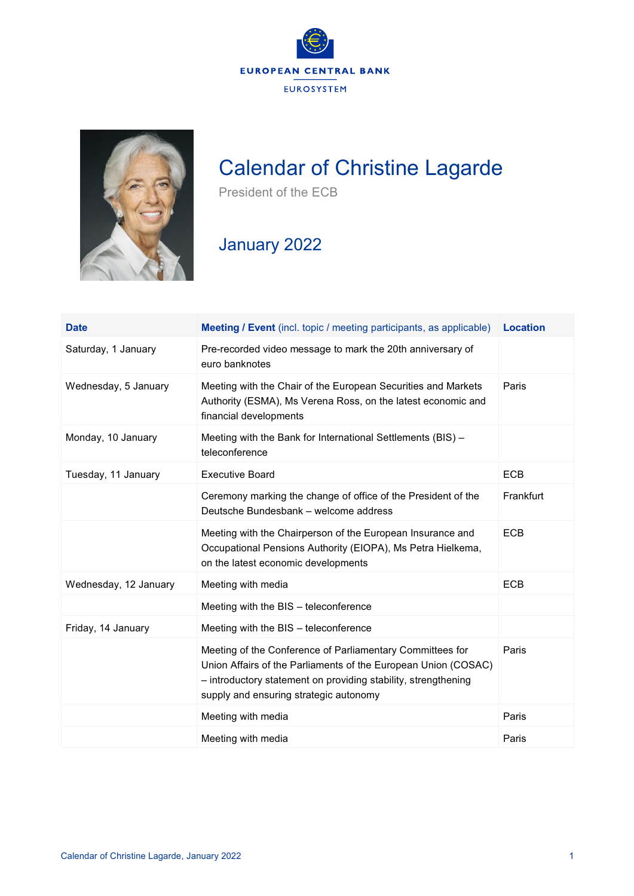EUROPEAN CENTRAL BANK

EUROSYSTEM

# Calendar of Christine Lagarde

President of the ECB

## January 2022

| Date | Meeting / Event (incl. topic / meeting participants, as applicable) | Location |
|---|---|---|
| Saturday, 1 January | Pre-recorded video message to mark the 20th anniversary of euro banknotes | |
| Wednesday, 5 January | Meeting with the Chair of the European Securities and Markets Authority (ESMA), Ms Verena Ross, on the latest economic and financial developments | Paris |
| Monday, 10 January | Meeting with the Bank for International Settlements (BIS) – teleconference | |
| Tuesday, 11 January | Executive Board | ECB |
| | Ceremony marking the change of office of the President of the Deutsche Bundesbank – welcome address | Frankfurt |
| | Meeting with the Chairperson of the European Insurance and Occupational Pensions Authority (EIOPA), Ms Petra Hielkema, on the latest economic developments | ECB |
| Wednesday, 12 January | Meeting with media | ECB |
| | Meeting with the BIS – teleconference | |
| Friday, 14 January | Meeting with the BIS – teleconference | |
| | Meeting of the Conference of Parliamentary Committees for Union Affairs of the Parliaments of the European Union (COSAC) – introductory statement on providing stability, strengthening supply and ensuring strategic autonomy | Paris |
| | Meeting with media | Paris |
| | Meeting with media | Paris |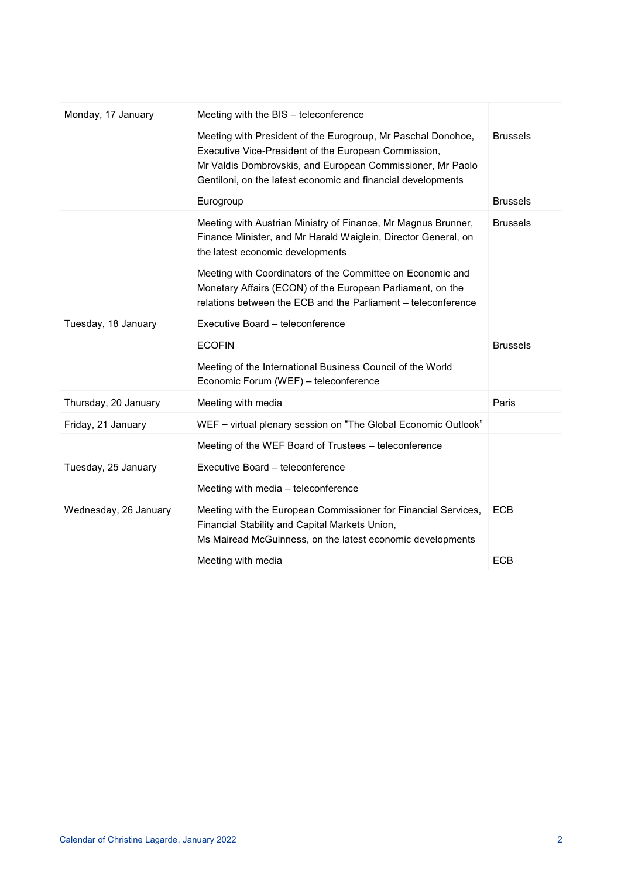| | | |
|---|---|---|
| Monday, 17 January | Meeting with the BIS – teleconference | |
| | Meeting with President of the Eurogroup, Mr Paschal Donohoe, Executive Vice-President of the European Commission, Mr Valdis Dombrovskis, and European Commissioner, Mr Paolo Gentiloni, on the latest economic and financial developments | Brussels |
| | Eurogroup | Brussels |
| | Meeting with Austrian Ministry of Finance, Mr Magnus Brunner, Finance Minister, and Mr Harald Waiglein, Director General, on the latest economic developments | Brussels |
| | Meeting with Coordinators of the Committee on Economic and Monetary Affairs (ECON) of the European Parliament, on the relations between the ECB and the Parliament – teleconference | |
| Tuesday, 18 January | Executive Board – teleconference | |
| | ECOFIN | Brussels |
| | Meeting of the International Business Council of the World Economic Forum (WEF) – teleconference | |
| Thursday, 20 January | Meeting with media | Paris |
| Friday, 21 January | WEF – virtual plenary session on "The Global Economic Outlook" | |
| | Meeting of the WEF Board of Trustees – teleconference | |
| Tuesday, 25 January | Executive Board – teleconference | |
| | Meeting with media – teleconference | |
| Wednesday, 26 January | Meeting with the European Commissioner for Financial Services, Financial Stability and Capital Markets Union, Ms Mairead McGuinness, on the latest economic developments | ECB |
| | Meeting with media | ECB |